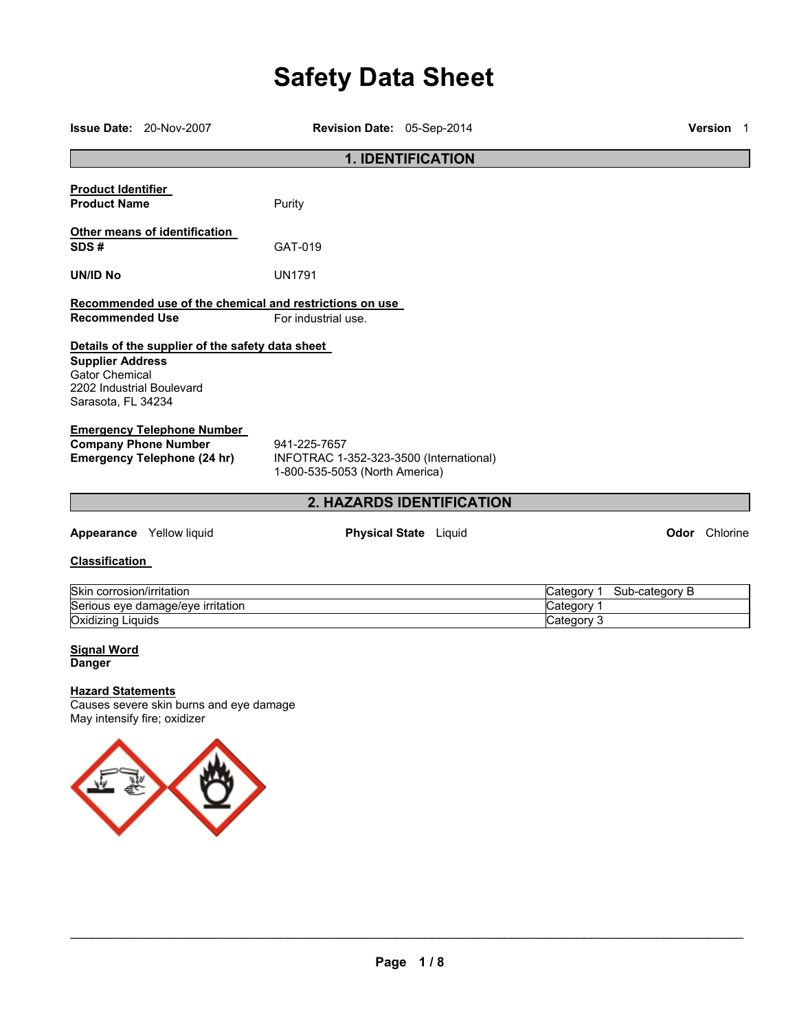# Safety Data Sheet

**Issue Date:** 20-Nov-2007 **Revision Date:** 05-Sep-2014 **Version** 1

## 1. IDENTIFICATION

**Product Identifier**

**Product Name** Purity

**Other means of identification**

**SDS #** GAT-019

**UN/ID No** UN1791

**Recommended use of the chemical and restrictions on use**

**Recommended Use** For industrial use.

**Details of the supplier of the safety data sheet**

**Supplier Address**
Gator Chemical
2202 Industrial Boulevard
Sarasota, FL 34234

**Emergency Telephone Number**

**Company Phone Number** 941-225-7657

**Emergency Telephone (24 hr)** INFOTRAC 1-352-323-3500 (International)
1-800-535-5053 (North America)

## 2. HAZARDS IDENTIFICATION

**Appearance** Yellow liquid **Physical State** Liquid **Odor** Chlorine

**Classification**

| | |
|---|---|
| Skin corrosion/irritation | Category 1 Sub-category B |
| Serious eye damage/eye irritation | Category 1 |
| Oxidizing Liquids | Category 3 |

**Signal Word**
**Danger**

**Hazard Statements**
Causes severe skin burns and eye damage
May intensify fire; oxidizer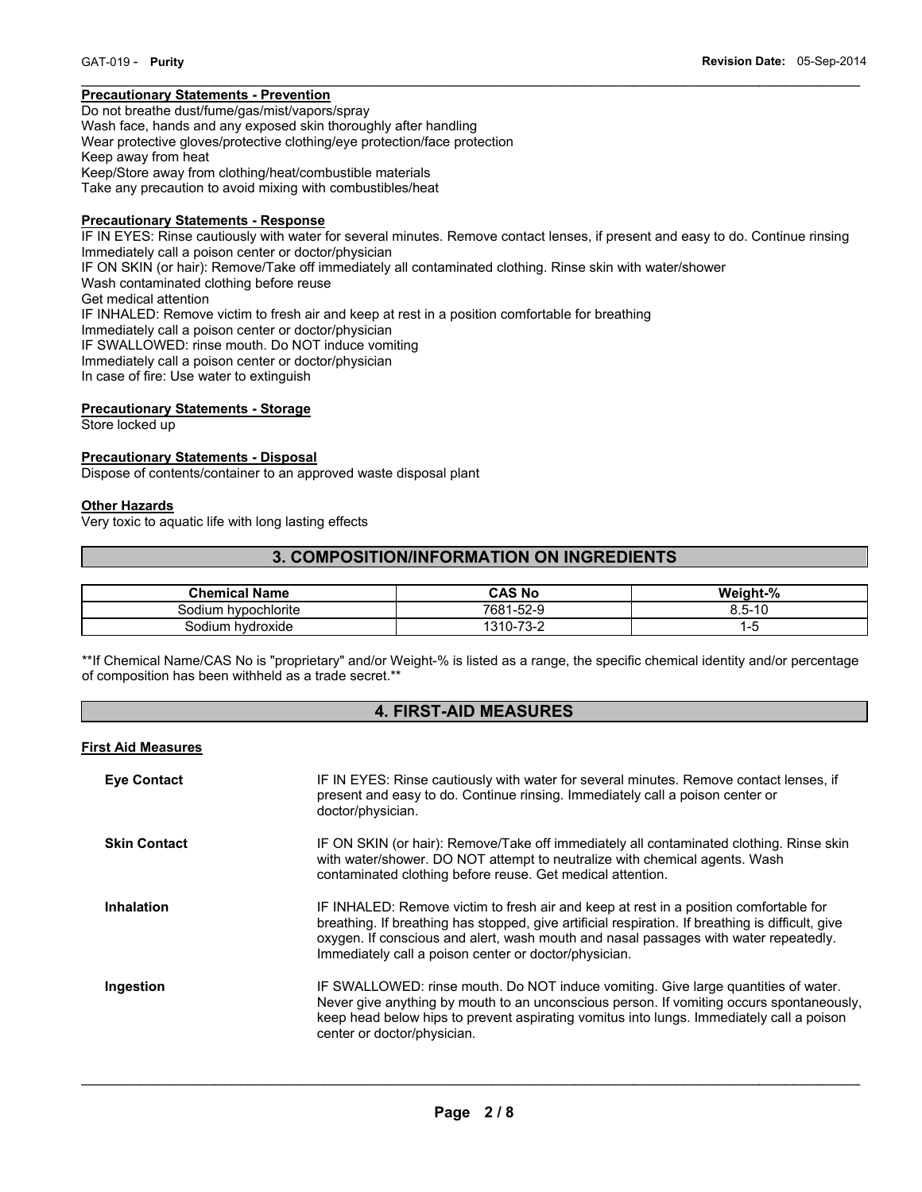**Precautionary Statements - Prevention**

Do not breathe dust/fume/gas/mist/vapors/spray
Wash face, hands and any exposed skin thoroughly after handling
Wear protective gloves/protective clothing/eye protection/face protection
Keep away from heat
Keep/Store away from clothing/heat/combustible materials
Take any precaution to avoid mixing with combustibles/heat

**Precautionary Statements - Response**

IF IN EYES: Rinse cautiously with water for several minutes. Remove contact lenses, if present and easy to do. Continue rinsing
Immediately call a poison center or doctor/physician
IF ON SKIN (or hair): Remove/Take off immediately all contaminated clothing. Rinse skin with water/shower
Wash contaminated clothing before reuse
Get medical attention
IF INHALED: Remove victim to fresh air and keep at rest in a position comfortable for breathing
Immediately call a poison center or doctor/physician
IF SWALLOWED: rinse mouth. Do NOT induce vomiting
Immediately call a poison center or doctor/physician
In case of fire: Use water to extinguish

**Precautionary Statements - Storage**

Store locked up

**Precautionary Statements - Disposal**

Dispose of contents/container to an approved waste disposal plant

**Other Hazards**

Very toxic to aquatic life with long lasting effects

## 3. COMPOSITION/INFORMATION ON INGREDIENTS

| Chemical Name | CAS No | Weight-% |
|---|---|---|
| Sodium hypochlorite | 7681-52-9 | 8.5-10 |
| Sodium hydroxide | 1310-73-2 | 1-5 |

**If Chemical Name/CAS No is "proprietary" and/or Weight-% is listed as a range, the specific chemical identity and/or percentage of composition has been withheld as a trade secret.**

## 4. FIRST-AID MEASURES

**First Aid Measures**

**Eye Contact** IF IN EYES: Rinse cautiously with water for several minutes. Remove contact lenses, if present and easy to do. Continue rinsing. Immediately call a poison center or doctor/physician.

**Skin Contact** IF ON SKIN (or hair): Remove/Take off immediately all contaminated clothing. Rinse skin with water/shower. DO NOT attempt to neutralize with chemical agents. Wash contaminated clothing before reuse. Get medical attention.

**Inhalation** IF INHALED: Remove victim to fresh air and keep at rest in a position comfortable for breathing. If breathing has stopped, give artificial respiration. If breathing is difficult, give oxygen. If conscious and alert, wash mouth and nasal passages with water repeatedly. Immediately call a poison center or doctor/physician.

**Ingestion** IF SWALLOWED: rinse mouth. Do NOT induce vomiting. Give large quantities of water. Never give anything by mouth to an unconscious person. If vomiting occurs spontaneously, keep head below hips to prevent aspirating vomitus into lungs. Immediately call a poison center or doctor/physician.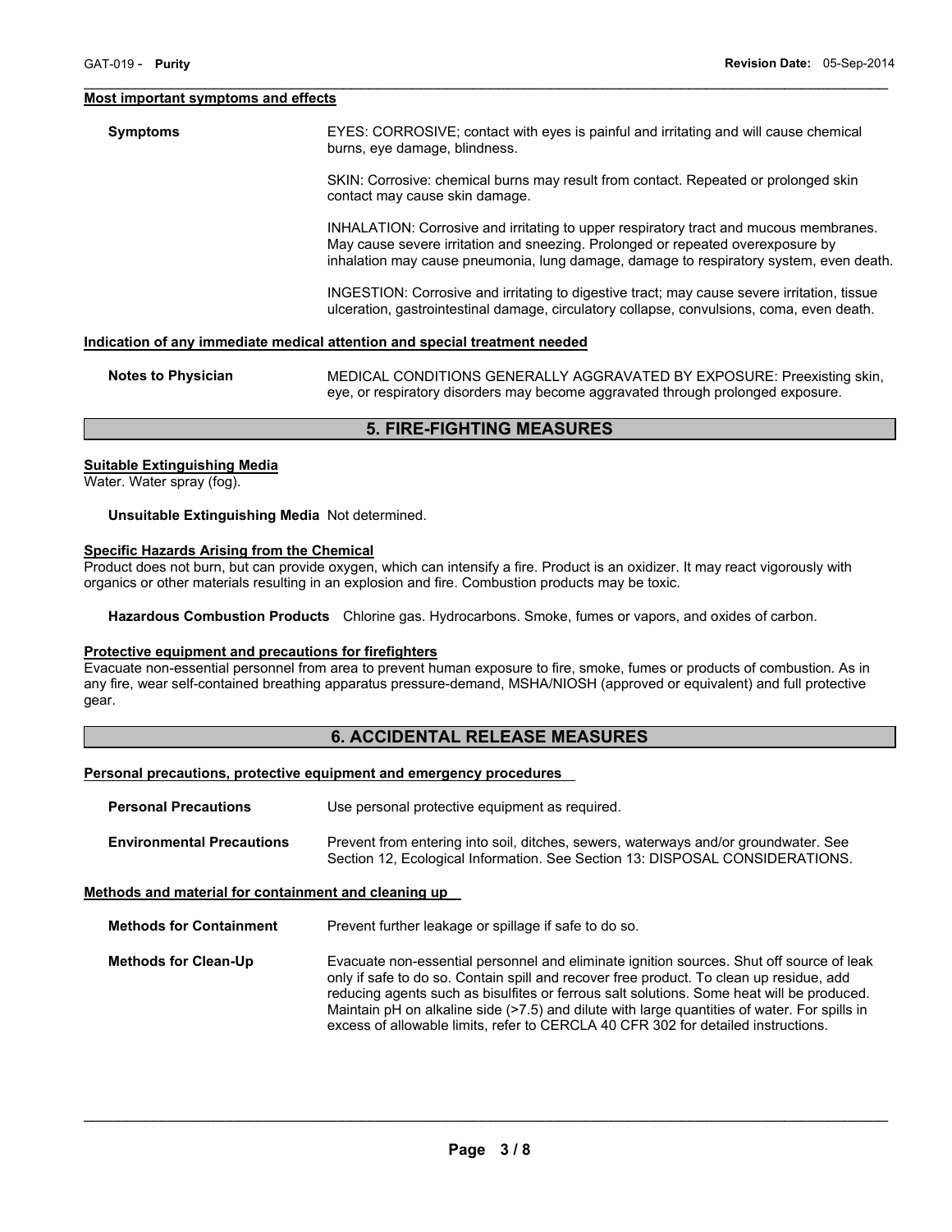**Most important symptoms and effects**

**Symptoms**

EYES: CORROSIVE; contact with eyes is painful and irritating and will cause chemical burns, eye damage, blindness.

SKIN: Corrosive: chemical burns may result from contact. Repeated or prolonged skin contact may cause skin damage.

INHALATION: Corrosive and irritating to upper respiratory tract and mucous membranes. May cause severe irritation and sneezing. Prolonged or repeated overexposure by inhalation may cause pneumonia, lung damage, damage to respiratory system, even death.

INGESTION: Corrosive and irritating to digestive tract; may cause severe irritation, tissue ulceration, gastrointestinal damage, circulatory collapse, convulsions, coma, even death.

**Indication of any immediate medical attention and special treatment needed**

**Notes to Physician**

MEDICAL CONDITIONS GENERALLY AGGRAVATED BY EXPOSURE: Preexisting skin, eye, or respiratory disorders may become aggravated through prolonged exposure.

## 5. FIRE-FIGHTING MEASURES

**Suitable Extinguishing Media**

Water. Water spray (fog).

**Unsuitable Extinguishing Media** Not determined.

**Specific Hazards Arising from the Chemical**

Product does not burn, but can provide oxygen, which can intensify a fire. Product is an oxidizer. It may react vigorously with organics or other materials resulting in an explosion and fire. Combustion products may be toxic.

**Hazardous Combustion Products** Chlorine gas. Hydrocarbons. Smoke, fumes or vapors, and oxides of carbon.

**Protective equipment and precautions for firefighters**

Evacuate non-essential personnel from area to prevent human exposure to fire, smoke, fumes or products of combustion. As in any fire, wear self-contained breathing apparatus pressure-demand, MSHA/NIOSH (approved or equivalent) and full protective gear.

## 6. ACCIDENTAL RELEASE MEASURES

**Personal precautions, protective equipment and emergency procedures**

**Personal Precautions**

Use personal protective equipment as required.

**Environmental Precautions**

Prevent from entering into soil, ditches, sewers, waterways and/or groundwater. See Section 12, Ecological Information. See Section 13: DISPOSAL CONSIDERATIONS.

**Methods and material for containment and cleaning up**

**Methods for Containment**

Prevent further leakage or spillage if safe to do so.

**Methods for Clean-Up**

Evacuate non-essential personnel and eliminate ignition sources. Shut off source of leak only if safe to do so. Contain spill and recover free product. To clean up residue, add reducing agents such as bisulfites or ferrous salt solutions. Some heat will be produced. Maintain pH on alkaline side (>7.5) and dilute with large quantities of water. For spills in excess of allowable limits, refer to CERCLA 40 CFR 302 for detailed instructions.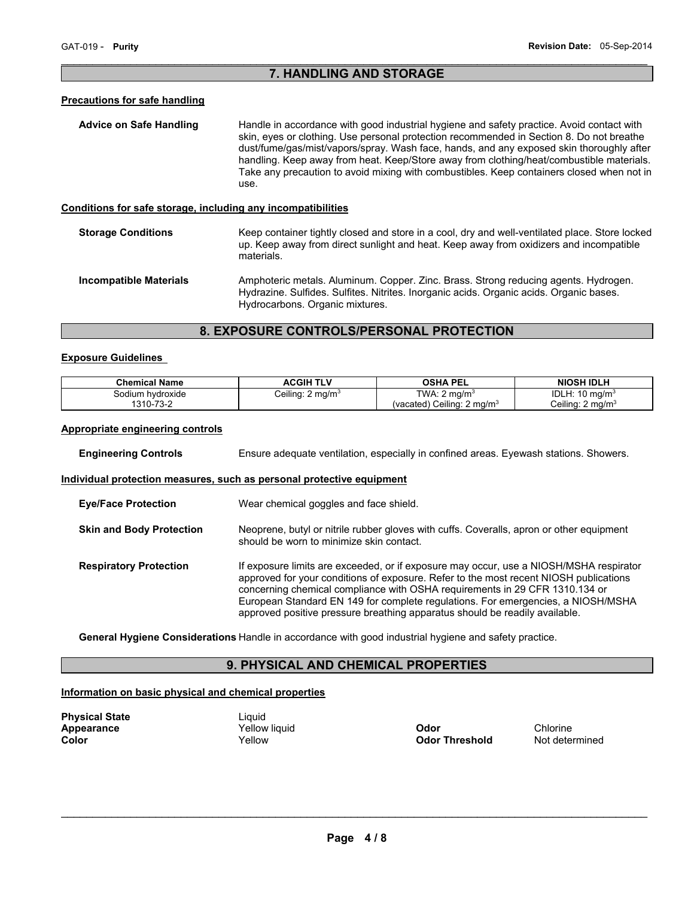## 7. HANDLING AND STORAGE

### Precautions for safe handling

**Advice on Safe Handling** Handle in accordance with good industrial hygiene and safety practice. Avoid contact with skin, eyes or clothing. Use personal protection recommended in Section 8. Do not breathe dust/fume/gas/mist/vapors/spray. Wash face, hands, and any exposed skin thoroughly after handling. Keep away from heat. Keep/Store away from clothing/heat/combustible materials. Take any precaution to avoid mixing with combustibles. Keep containers closed when not in use.

### Conditions for safe storage, including any incompatibilities

**Storage Conditions** Keep container tightly closed and store in a cool, dry and well-ventilated place. Store locked up. Keep away from direct sunlight and heat. Keep away from oxidizers and incompatible materials.

**Incompatible Materials** Amphoteric metals. Aluminum. Copper. Zinc. Brass. Strong reducing agents. Hydrogen. Hydrazine. Sulfides. Sulfites. Nitrites. Inorganic acids. Organic acids. Organic bases. Hydrocarbons. Organic mixtures.

## 8. EXPOSURE CONTROLS/PERSONAL PROTECTION

### Exposure Guidelines

| Chemical Name | ACGIH TLV | OSHA PEL | NIOSH IDLH |
|---|---|---|---|
| Sodium hydroxide<br>1310-73-2 | Ceiling: 2 mg/m$^3$ | TWA: 2 mg/m$^3$<br>(vacated) Ceiling: 2 mg/m$^3$ | IDLH: 10 mg/m$^3$<br>Ceiling: 2 mg/m$^3$ |

### Appropriate engineering controls

**Engineering Controls** Ensure adequate ventilation, especially in confined areas. Eyewash stations. Showers.

### Individual protection measures, such as personal protective equipment

**Eye/Face Protection** Wear chemical goggles and face shield.

**Skin and Body Protection** Neoprene, butyl or nitrile rubber gloves with cuffs. Coveralls, apron or other equipment should be worn to minimize skin contact.

**Respiratory Protection** If exposure limits are exceeded, or if exposure may occur, use a NIOSH/MSHA respirator approved for your conditions of exposure. Refer to the most recent NIOSH publications concerning chemical compliance with OSHA requirements in 29 CFR 1310.134 or European Standard EN 149 for complete regulations. For emergencies, a NIOSH/MSHA approved positive pressure breathing apparatus should be readily available.

**General Hygiene Considerations** Handle in accordance with good industrial hygiene and safety practice.

## 9. PHYSICAL AND CHEMICAL PROPERTIES

### Information on basic physical and chemical properties

**Physical State** Liquid
**Appearance** Yellow liquid
**Color** Yellow

**Odor** Chlorine
**Odor Threshold** Not determined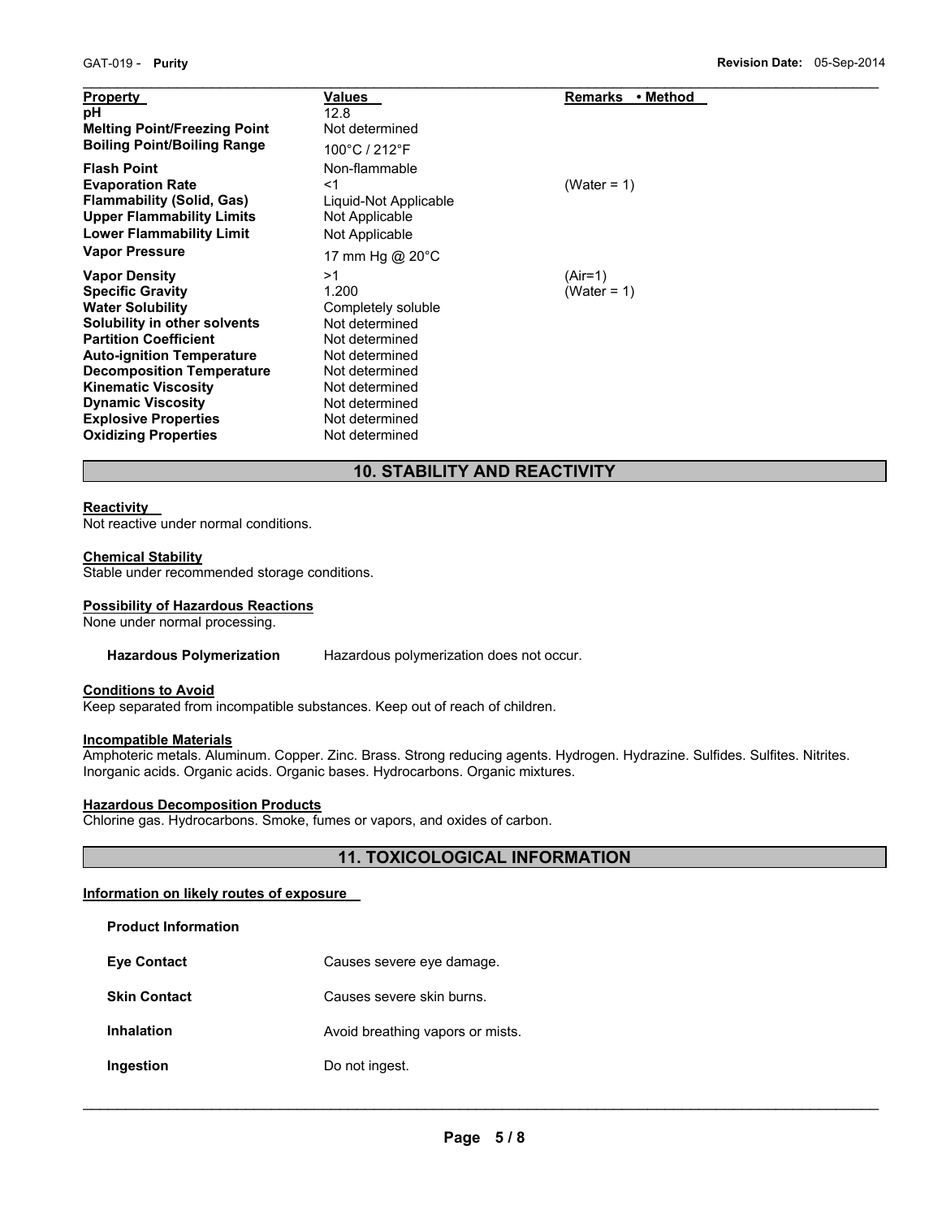| Property | Values | Remarks • Method |
|---|---|---|
| **pH** | 12.8 | |
| **Melting Point/Freezing Point** | Not determined | |
| **Boiling Point/Boiling Range** | 100°C / 212°F | |
| **Flash Point** | Non-flammable | |
| **Evaporation Rate** | <1 | (Water = 1) |
| **Flammability (Solid, Gas)** | Liquid-Not Applicable | |
| **Upper Flammability Limits** | Not Applicable | |
| **Lower Flammability Limit** | Not Applicable | |
| **Vapor Pressure** | 17 mm Hg @ 20°C | |
| **Vapor Density** | >1 | (Air=1) |
| **Specific Gravity** | 1.200 | (Water = 1) |
| **Water Solubility** | Completely soluble | |
| **Solubility in other solvents** | Not determined | |
| **Partition Coefficient** | Not determined | |
| **Auto-ignition Temperature** | Not determined | |
| **Decomposition Temperature** | Not determined | |
| **Kinematic Viscosity** | Not determined | |
| **Dynamic Viscosity** | Not determined | |
| **Explosive Properties** | Not determined | |
| **Oxidizing Properties** | Not determined | |

## 10. STABILITY AND REACTIVITY

**Reactivity**

Not reactive under normal conditions.

**Chemical Stability**

Stable under recommended storage conditions.

**Possibility of Hazardous Reactions**

None under normal processing.

**Hazardous Polymerization** Hazardous polymerization does not occur.

**Conditions to Avoid**

Keep separated from incompatible substances. Keep out of reach of children.

**Incompatible Materials**

Amphoteric metals. Aluminum. Copper. Zinc. Brass. Strong reducing agents. Hydrogen. Hydrazine. Sulfides. Sulfites. Nitrites. Inorganic acids. Organic acids. Organic bases. Hydrocarbons. Organic mixtures.

**Hazardous Decomposition Products**

Chlorine gas. Hydrocarbons. Smoke, fumes or vapors, and oxides of carbon.

## 11. TOXICOLOGICAL INFORMATION

**Information on likely routes of exposure**

**Product Information**

| | |
|---|---|
| **Eye Contact** | Causes severe eye damage. |
| **Skin Contact** | Causes severe skin burns. |
| **Inhalation** | Avoid breathing vapors or mists. |
| **Ingestion** | Do not ingest. |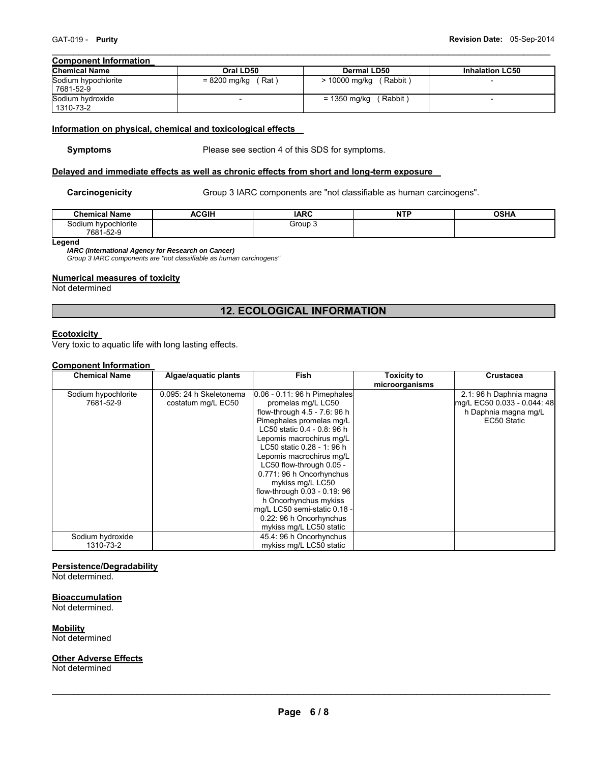#### Component Information

| Chemical Name | Oral LD50 | Dermal LD50 | Inhalation LC50 |
|---|---|---|---|
| Sodium hypochlorite 7681-52-9 | = 8200 mg/kg ( Rat ) | > 10000 mg/kg ( Rabbit ) | - |
| Sodium hydroxide 1310-73-2 | - | = 1350 mg/kg ( Rabbit ) | - |

#### Information on physical, chemical and toxicological effects

**Symptoms** Please see section 4 of this SDS for symptoms.

#### Delayed and immediate effects as well as chronic effects from short and long-term exposure

**Carcinogenicity** Group 3 IARC components are "not classifiable as human carcinogens".

| Chemical Name | ACGIH | IARC | NTP | OSHA |
|---|---|---|---|---|
| Sodium hypochlorite 7681-52-9 | | Group 3 | | |

**Legend**

*IARC (International Agency for Research on Cancer)*
*Group 3 IARC components are "not classifiable as human carcinogens"*

#### Numerical measures of toxicity

Not determined

## 12. ECOLOGICAL INFORMATION

#### Ecotoxicity

Very toxic to aquatic life with long lasting effects.

#### Component Information

| Chemical Name | Algae/aquatic plants | Fish | Toxicity to microorganisms | Crustacea |
|---|---|---|---|---|
| Sodium hypochlorite 7681-52-9 | 0.095: 24 h Skeletonema costatum mg/L EC50 | 0.06 - 0.11: 96 h Pimephales promelas mg/L LC50 flow-through 4.5 - 7.6: 96 h Pimephales promelas mg/L LC50 static 0.4 - 0.8: 96 h Lepomis macrochirus mg/L LC50 static 0.28 - 1: 96 h Lepomis macrochirus mg/L LC50 flow-through 0.05 - 0.771: 96 h Oncorhynchus mykiss mg/L LC50 flow-through 0.03 - 0.19: 96 h Oncorhynchus mykiss mg/L LC50 semi-static 0.18 - 0.22: 96 h Oncorhynchus mykiss mg/L LC50 static | | 2.1: 96 h Daphnia magna mg/L EC50 0.033 - 0.044: 48 h Daphnia magna mg/L EC50 Static |
| Sodium hydroxide 1310-73-2 | | 45.4: 96 h Oncorhynchus mykiss mg/L LC50 static | | |

#### Persistence/Degradability

Not determined.

#### Bioaccumulation

Not determined.

#### Mobility

Not determined

#### Other Adverse Effects

Not determined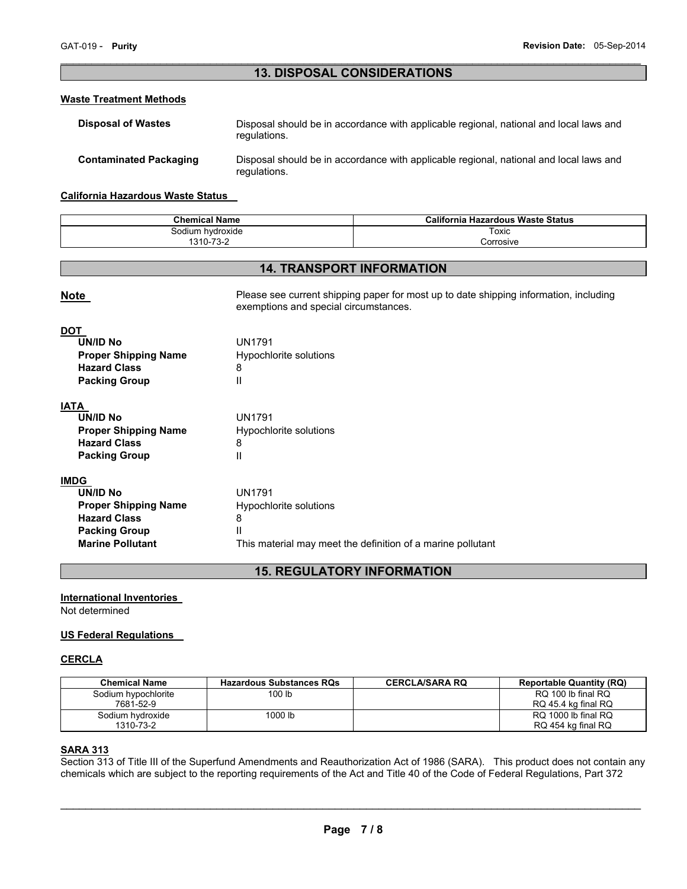## 13. DISPOSAL CONSIDERATIONS

**Waste Treatment Methods**

**Disposal of Wastes** Disposal should be in accordance with applicable regional, national and local laws and regulations.

**Contaminated Packaging** Disposal should be in accordance with applicable regional, national and local laws and regulations.

**California Hazardous Waste Status**

| Chemical Name | California Hazardous Waste Status |
|---|---|
| Sodium hydroxide 1310-73-2 | Toxic Corrosive |

## 14. TRANSPORT INFORMATION

**Note** Please see current shipping paper for most up to date shipping information, including exemptions and special circumstances.

**DOT**

**UN/ID No** UN1791
**Proper Shipping Name** Hypochlorite solutions
**Hazard Class** 8
**Packing Group** II

**IATA**

**UN/ID No** UN1791
**Proper Shipping Name** Hypochlorite solutions
**Hazard Class** 8
**Packing Group** II

**IMDG**

**UN/ID No** UN1791
**Proper Shipping Name** Hypochlorite solutions
**Hazard Class** 8
**Packing Group** II
**Marine Pollutant** This material may meet the definition of a marine pollutant

## 15. REGULATORY INFORMATION

**International Inventories**
Not determined

**US Federal Regulations**

**CERCLA**

| Chemical Name | Hazardous Substances RQs | CERCLA/SARA RQ | Reportable Quantity (RQ) |
|---|---|---|---|
| Sodium hypochlorite 7681-52-9 | 100 lb | | RQ 100 lb final RQ RQ 45.4 kg final RQ |
| Sodium hydroxide 1310-73-2 | 1000 lb | | RQ 1000 lb final RQ RQ 454 kg final RQ |

**SARA 313**
Section 313 of Title III of the Superfund Amendments and Reauthorization Act of 1986 (SARA). This product does not contain any chemicals which are subject to the reporting requirements of the Act and Title 40 of the Code of Federal Regulations, Part 372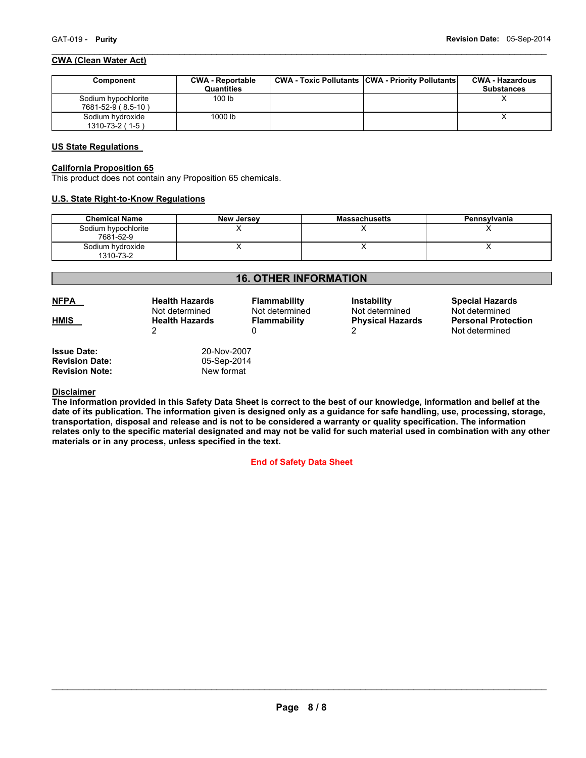### CWA (Clean Water Act)

| Component | CWA - Reportable Quantities | CWA - Toxic Pollutants | CWA - Priority Pollutants | CWA - Hazardous Substances |
|---|---|---|---|---|
| Sodium hypochlorite 7681-52-9 ( 8.5-10 ) | 100 lb | | | X |
| Sodium hydroxide 1310-73-2 ( 1-5 ) | 1000 lb | | | X |

### US State Regulations

### California Proposition 65

This product does not contain any Proposition 65 chemicals.

### U.S. State Right-to-Know Regulations

| Chemical Name | New Jersey | Massachusetts | Pennsylvania |
|---|---|---|---|
| Sodium hypochlorite 7681-52-9 | X | X | X |
| Sodium hydroxide 1310-73-2 | X | X | X |

## 16. OTHER INFORMATION

| | | | | |
|---|---|---|---|---|
| **NFPA** | **Health Hazards** Not determined | **Flammability** Not determined | **Instability** Not determined | **Special Hazards** Not determined |
| **HMIS** | **Health Hazards** 2 | **Flammability** 0 | **Physical Hazards** 2 | **Personal Protection** Not determined |

**Issue Date:** 20-Nov-2007
**Revision Date:** 05-Sep-2014
**Revision Note:** New format

**Disclaimer**

**The information provided in this Safety Data Sheet is correct to the best of our knowledge, information and belief at the date of its publication. The information given is designed only as a guidance for safe handling, use, processing, storage, transportation, disposal and release and is not to be considered a warranty or quality specification. The information relates only to the specific material designated and may not be valid for such material used in combination with any other materials or in any process, unless specified in the text.**

**End of Safety Data Sheet**